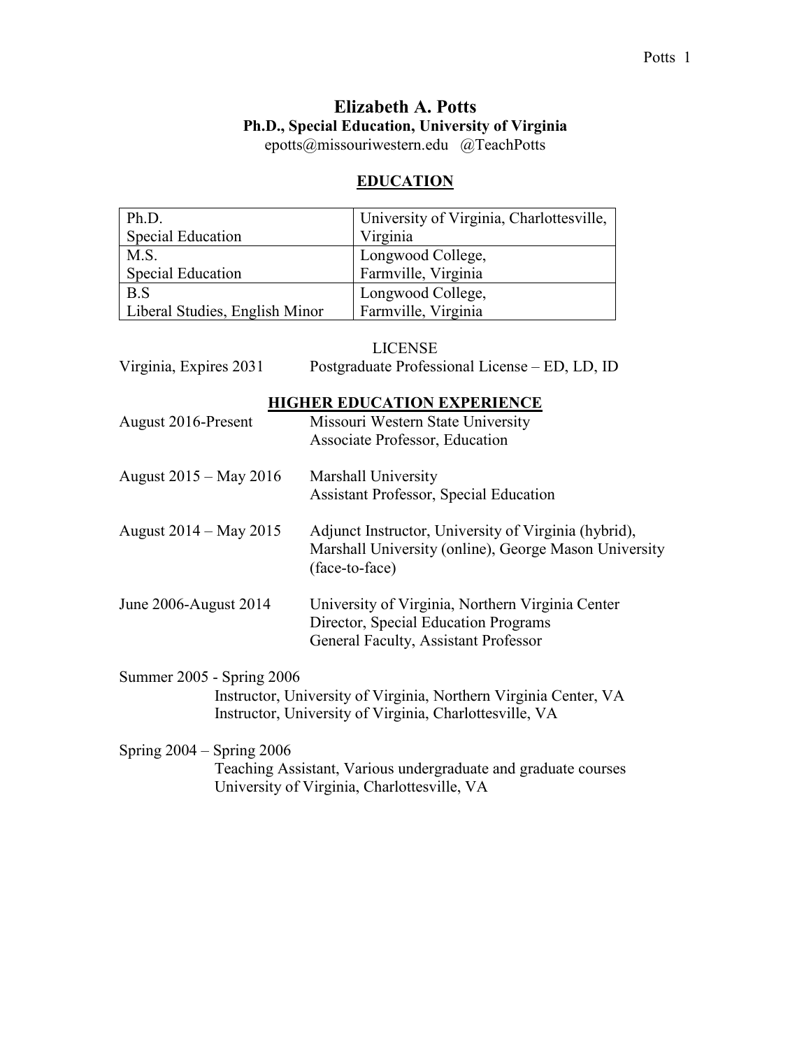# Elizabeth A. Potts

**Ph.D., Special Education, University of Virginia**

epotts@missouriwestern.edu @TeachPotts

## EDUCATION

| Degree | Institution |
|---|---|
| Ph.D.<br>Special Education | University of Virginia, Charlottesville, Virginia |
| M.S.<br>Special Education | Longwood College,<br>Farmville, Virginia |
| B.S<br>Liberal Studies, English Minor | Longwood College,<br>Farmville, Virginia |

LICENSE

Virginia, Expires 2031 — Postgraduate Professional License – ED, LD, ID

## HIGHER EDUCATION EXPERIENCE

August 2016-Present
Missouri Western State University
Associate Professor, Education

August 2015 – May 2016
Marshall University
Assistant Professor, Special Education

August 2014 – May 2015
Adjunct Instructor, University of Virginia (hybrid), Marshall University (online), George Mason University (face-to-face)

June 2006-August 2014
University of Virginia, Northern Virginia Center
Director, Special Education Programs
General Faculty, Assistant Professor

Summer 2005 - Spring 2006
Instructor, University of Virginia, Northern Virginia Center, VA
Instructor, University of Virginia, Charlottesville, VA

Spring 2004 – Spring 2006
Teaching Assistant, Various undergraduate and graduate courses
University of Virginia, Charlottesville, VA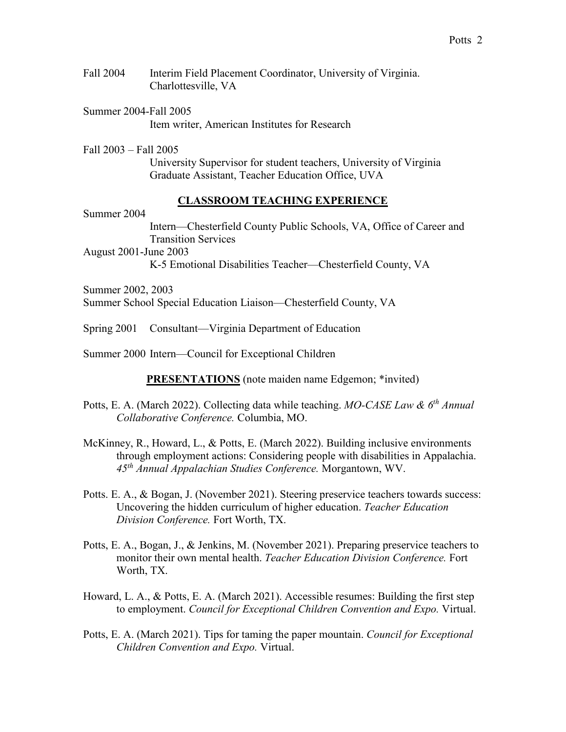Fall 2004 Interim Field Placement Coordinator, University of Virginia. Charlottesville, VA

Summer 2004-Fall 2005
Item writer, American Institutes for Research

Fall 2003 – Fall 2005
University Supervisor for student teachers, University of Virginia
Graduate Assistant, Teacher Education Office, UVA

## CLASSROOM TEACHING EXPERIENCE

Summer 2004
Intern—Chesterfield County Public Schools, VA, Office of Career and Transition Services

August 2001-June 2003
K-5 Emotional Disabilities Teacher—Chesterfield County, VA

Summer 2002, 2003
Summer School Special Education Liaison—Chesterfield County, VA

Spring 2001 Consultant—Virginia Department of Education

Summer 2000 Intern—Council for Exceptional Children

## PRESENTATIONS (note maiden name Edgemon; *invited)

Potts, E. A. (March 2022). Collecting data while teaching. *MO-CASE Law & 6th Annual Collaborative Conference.* Columbia, MO.

McKinney, R., Howard, L., & Potts, E. (March 2022). Building inclusive environments through employment actions: Considering people with disabilities in Appalachia. *45th Annual Appalachian Studies Conference.* Morgantown, WV.

Potts. E. A., & Bogan, J. (November 2021). Steering preservice teachers towards success: Uncovering the hidden curriculum of higher education. *Teacher Education Division Conference.* Fort Worth, TX.

Potts, E. A., Bogan, J., & Jenkins, M. (November 2021). Preparing preservice teachers to monitor their own mental health. *Teacher Education Division Conference.* Fort Worth, TX.

Howard, L. A., & Potts, E. A. (March 2021). Accessible resumes: Building the first step to employment. *Council for Exceptional Children Convention and Expo.* Virtual.

Potts, E. A. (March 2021). Tips for taming the paper mountain. *Council for Exceptional Children Convention and Expo.* Virtual.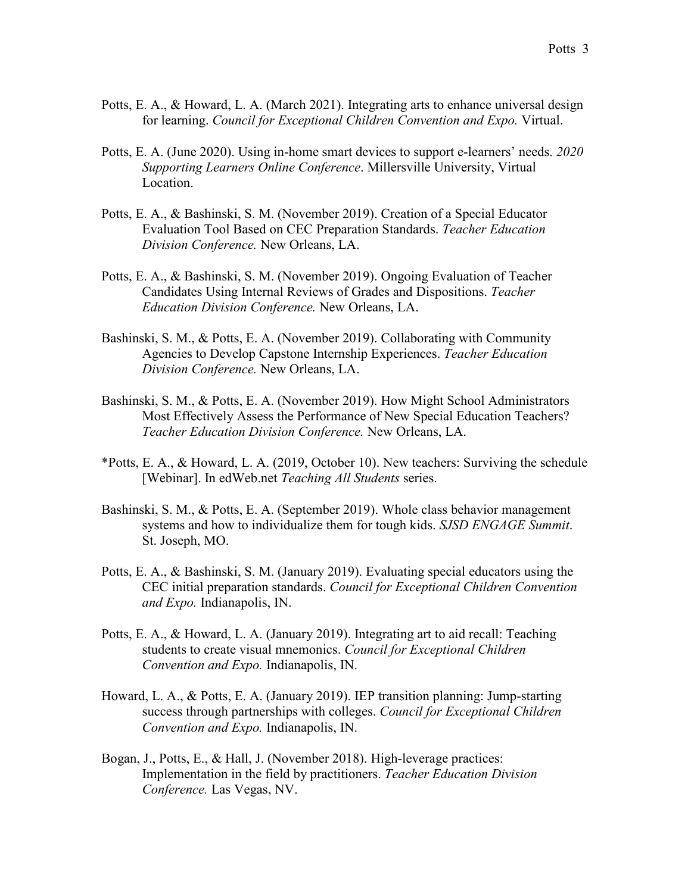Potts, E. A., & Howard, L. A. (March 2021). Integrating arts to enhance universal design for learning. *Council for Exceptional Children Convention and Expo.* Virtual.

Potts, E. A. (June 2020). Using in-home smart devices to support e-learners' needs. *2020 Supporting Learners Online Conference*. Millersville University, Virtual Location.

Potts, E. A., & Bashinski, S. M. (November 2019). Creation of a Special Educator Evaluation Tool Based on CEC Preparation Standards. *Teacher Education Division Conference.* New Orleans, LA.

Potts, E. A., & Bashinski, S. M. (November 2019). Ongoing Evaluation of Teacher Candidates Using Internal Reviews of Grades and Dispositions. *Teacher Education Division Conference.* New Orleans, LA.

Bashinski, S. M., & Potts, E. A. (November 2019). Collaborating with Community Agencies to Develop Capstone Internship Experiences. *Teacher Education Division Conference.* New Orleans, LA.

Bashinski, S. M., & Potts, E. A. (November 2019). How Might School Administrators Most Effectively Assess the Performance of New Special Education Teachers? *Teacher Education Division Conference.* New Orleans, LA.

*Potts, E. A., & Howard, L. A. (2019, October 10). New teachers: Surviving the schedule [Webinar]. In edWeb.net *Teaching All Students* series.

Bashinski, S. M., & Potts, E. A. (September 2019). Whole class behavior management systems and how to individualize them for tough kids. *SJSD ENGAGE Summit*. St. Joseph, MO.

Potts, E. A., & Bashinski, S. M. (January 2019). Evaluating special educators using the CEC initial preparation standards. *Council for Exceptional Children Convention and Expo.* Indianapolis, IN.

Potts, E. A., & Howard, L. A. (January 2019). Integrating art to aid recall: Teaching students to create visual mnemonics. *Council for Exceptional Children Convention and Expo.* Indianapolis, IN.

Howard, L. A., & Potts, E. A. (January 2019). IEP transition planning: Jump-starting success through partnerships with colleges. *Council for Exceptional Children Convention and Expo.* Indianapolis, IN.

Bogan, J., Potts, E., & Hall, J. (November 2018). High-leverage practices: Implementation in the field by practitioners. *Teacher Education Division Conference.* Las Vegas, NV.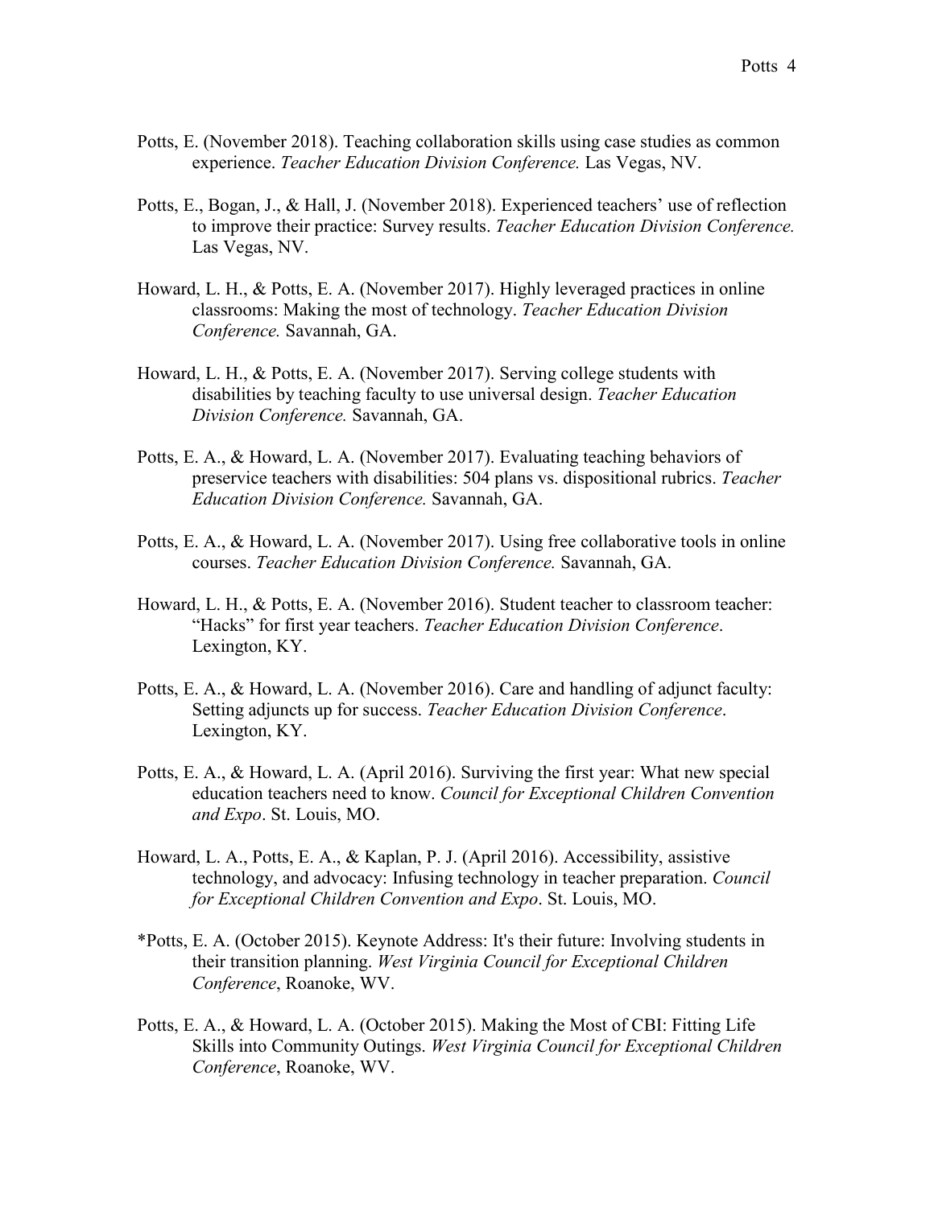Potts, E. (November 2018). Teaching collaboration skills using case studies as common experience. *Teacher Education Division Conference.* Las Vegas, NV.

Potts, E., Bogan, J., & Hall, J. (November 2018). Experienced teachers' use of reflection to improve their practice: Survey results. *Teacher Education Division Conference.* Las Vegas, NV.

Howard, L. H., & Potts, E. A. (November 2017). Highly leveraged practices in online classrooms: Making the most of technology. *Teacher Education Division Conference.* Savannah, GA.

Howard, L. H., & Potts, E. A. (November 2017). Serving college students with disabilities by teaching faculty to use universal design. *Teacher Education Division Conference.* Savannah, GA.

Potts, E. A., & Howard, L. A. (November 2017). Evaluating teaching behaviors of preservice teachers with disabilities: 504 plans vs. dispositional rubrics. *Teacher Education Division Conference.* Savannah, GA.

Potts, E. A., & Howard, L. A. (November 2017). Using free collaborative tools in online courses. *Teacher Education Division Conference.* Savannah, GA.

Howard, L. H., & Potts, E. A. (November 2016). Student teacher to classroom teacher: "Hacks" for first year teachers. *Teacher Education Division Conference*. Lexington, KY.

Potts, E. A., & Howard, L. A. (November 2016). Care and handling of adjunct faculty: Setting adjuncts up for success. *Teacher Education Division Conference*. Lexington, KY.

Potts, E. A., & Howard, L. A. (April 2016). Surviving the first year: What new special education teachers need to know. *Council for Exceptional Children Convention and Expo*. St. Louis, MO.

Howard, L. A., Potts, E. A., & Kaplan, P. J. (April 2016). Accessibility, assistive technology, and advocacy: Infusing technology in teacher preparation. *Council for Exceptional Children Convention and Expo*. St. Louis, MO.

*Potts, E. A. (October 2015). Keynote Address: It's their future: Involving students in their transition planning. *West Virginia Council for Exceptional Children Conference*, Roanoke, WV.

Potts, E. A., & Howard, L. A. (October 2015). Making the Most of CBI: Fitting Life Skills into Community Outings. *West Virginia Council for Exceptional Children Conference*, Roanoke, WV.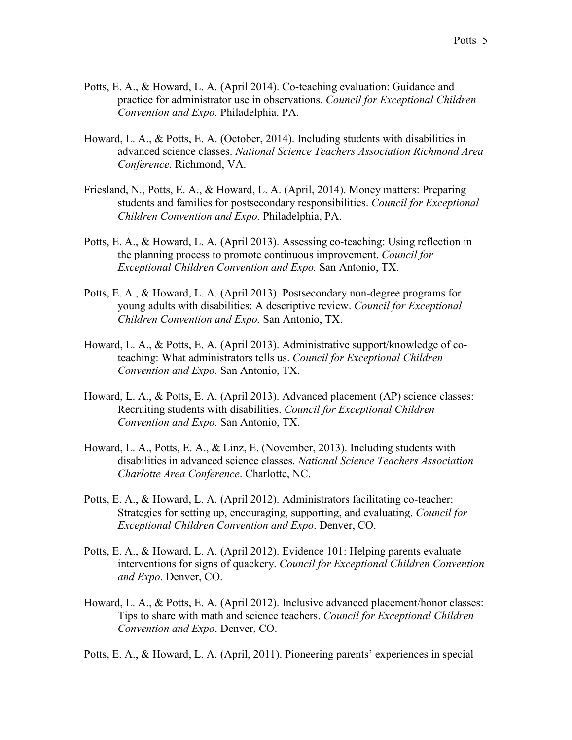Potts, E. A., & Howard, L. A. (April 2014). Co-teaching evaluation: Guidance and practice for administrator use in observations. *Council for Exceptional Children Convention and Expo.* Philadelphia. PA.

Howard, L. A., & Potts, E. A. (October, 2014). Including students with disabilities in advanced science classes. *National Science Teachers Association Richmond Area Conference*. Richmond, VA.

Friesland, N., Potts, E. A., & Howard, L. A. (April, 2014). Money matters: Preparing students and families for postsecondary responsibilities. *Council for Exceptional Children Convention and Expo.* Philadelphia, PA.

Potts, E. A., & Howard, L. A. (April 2013). Assessing co-teaching: Using reflection in the planning process to promote continuous improvement. *Council for Exceptional Children Convention and Expo.* San Antonio, TX.

Potts, E. A., & Howard, L. A. (April 2013). Postsecondary non-degree programs for young adults with disabilities: A descriptive review. *Council for Exceptional Children Convention and Expo.* San Antonio, TX.

Howard, L. A., & Potts, E. A. (April 2013). Administrative support/knowledge of co-teaching: What administrators tells us. *Council for Exceptional Children Convention and Expo.* San Antonio, TX.

Howard, L. A., & Potts, E. A. (April 2013). Advanced placement (AP) science classes: Recruiting students with disabilities. *Council for Exceptional Children Convention and Expo.* San Antonio, TX.

Howard, L. A., Potts, E. A., & Linz, E. (November, 2013). Including students with disabilities in advanced science classes. *National Science Teachers Association Charlotte Area Conference*. Charlotte, NC.

Potts, E. A., & Howard, L. A. (April 2012). Administrators facilitating co-teacher: Strategies for setting up, encouraging, supporting, and evaluating. *Council for Exceptional Children Convention and Expo*. Denver, CO.

Potts, E. A., & Howard, L. A. (April 2012). Evidence 101: Helping parents evaluate interventions for signs of quackery. *Council for Exceptional Children Convention and Expo*. Denver, CO.

Howard, L. A., & Potts, E. A. (April 2012). Inclusive advanced placement/honor classes: Tips to share with math and science teachers. *Council for Exceptional Children Convention and Expo*. Denver, CO.

Potts, E. A., & Howard, L. A. (April, 2011). Pioneering parents' experiences in special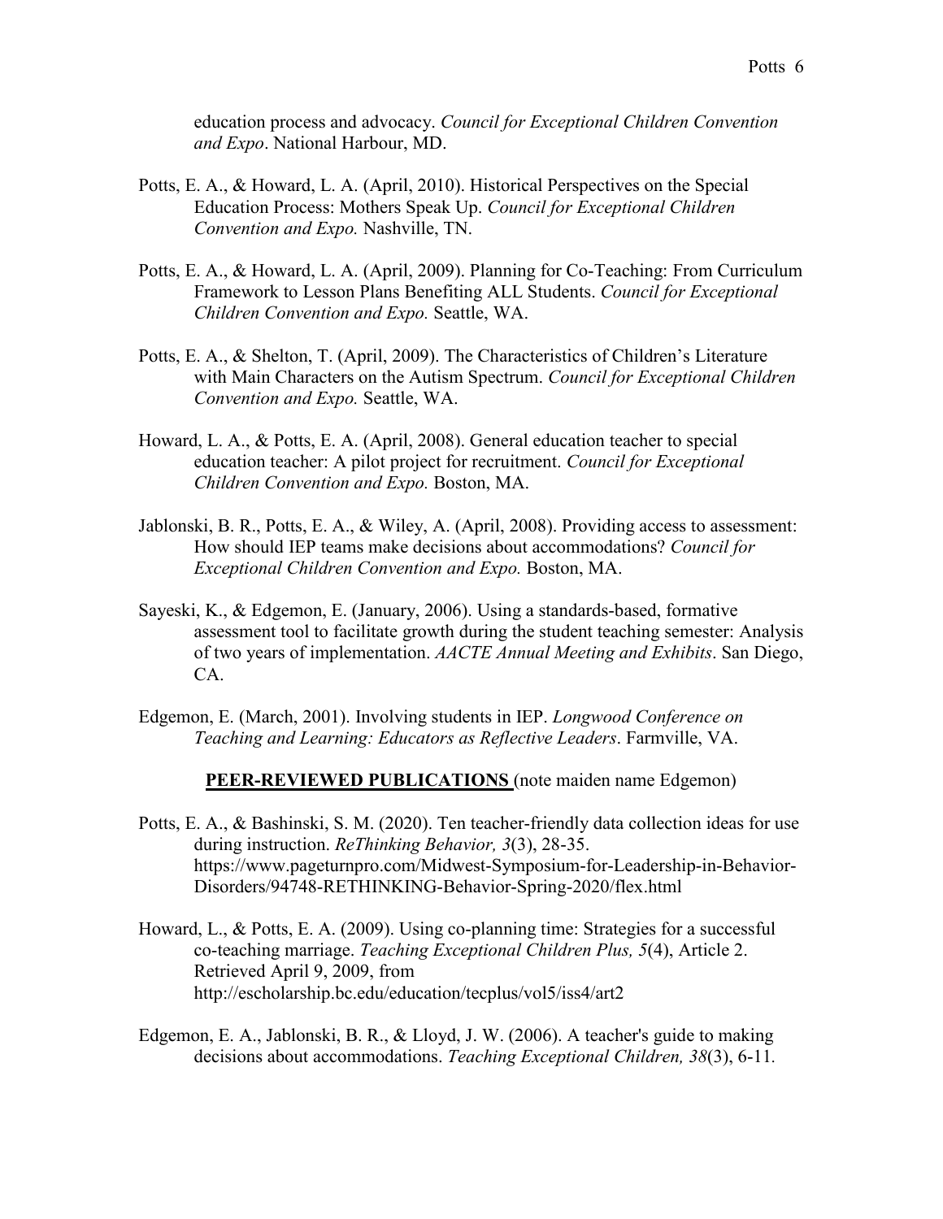education process and advocacy. *Council for Exceptional Children Convention and Expo*. National Harbour, MD.

Potts, E. A., & Howard, L. A. (April, 2010). Historical Perspectives on the Special Education Process: Mothers Speak Up. *Council for Exceptional Children Convention and Expo.* Nashville, TN.

Potts, E. A., & Howard, L. A. (April, 2009). Planning for Co-Teaching: From Curriculum Framework to Lesson Plans Benefiting ALL Students. *Council for Exceptional Children Convention and Expo.* Seattle, WA.

Potts, E. A., & Shelton, T. (April, 2009). The Characteristics of Children's Literature with Main Characters on the Autism Spectrum. *Council for Exceptional Children Convention and Expo.* Seattle, WA.

Howard, L. A., & Potts, E. A. (April, 2008). General education teacher to special education teacher: A pilot project for recruitment. *Council for Exceptional Children Convention and Expo.* Boston, MA.

Jablonski, B. R., Potts, E. A., & Wiley, A. (April, 2008). Providing access to assessment: How should IEP teams make decisions about accommodations? *Council for Exceptional Children Convention and Expo.* Boston, MA.

Sayeski, K., & Edgemon, E. (January, 2006). Using a standards-based, formative assessment tool to facilitate growth during the student teaching semester: Analysis of two years of implementation. *AACTE Annual Meeting and Exhibits*. San Diego, CA.

Edgemon, E. (March, 2001). Involving students in IEP. *Longwood Conference on Teaching and Learning: Educators as Reflective Leaders*. Farmville, VA.

## **PEER-REVIEWED PUBLICATIONS** (note maiden name Edgemon)

Potts, E. A., & Bashinski, S. M. (2020). Ten teacher-friendly data collection ideas for use during instruction. *ReThinking Behavior, 3*(3), 28-35. https://www.pageturnpro.com/Midwest-Symposium-for-Leadership-in-Behavior-Disorders/94748-RETHINKING-Behavior-Spring-2020/flex.html

Howard, L., & Potts, E. A. (2009). Using co-planning time: Strategies for a successful co-teaching marriage. *Teaching Exceptional Children Plus, 5*(4), Article 2. Retrieved April 9, 2009, from http://escholarship.bc.edu/education/tecplus/vol5/iss4/art2

Edgemon, E. A., Jablonski, B. R., & Lloyd, J. W. (2006). A teacher's guide to making decisions about accommodations. *Teaching Exceptional Children, 38*(3), 6-11.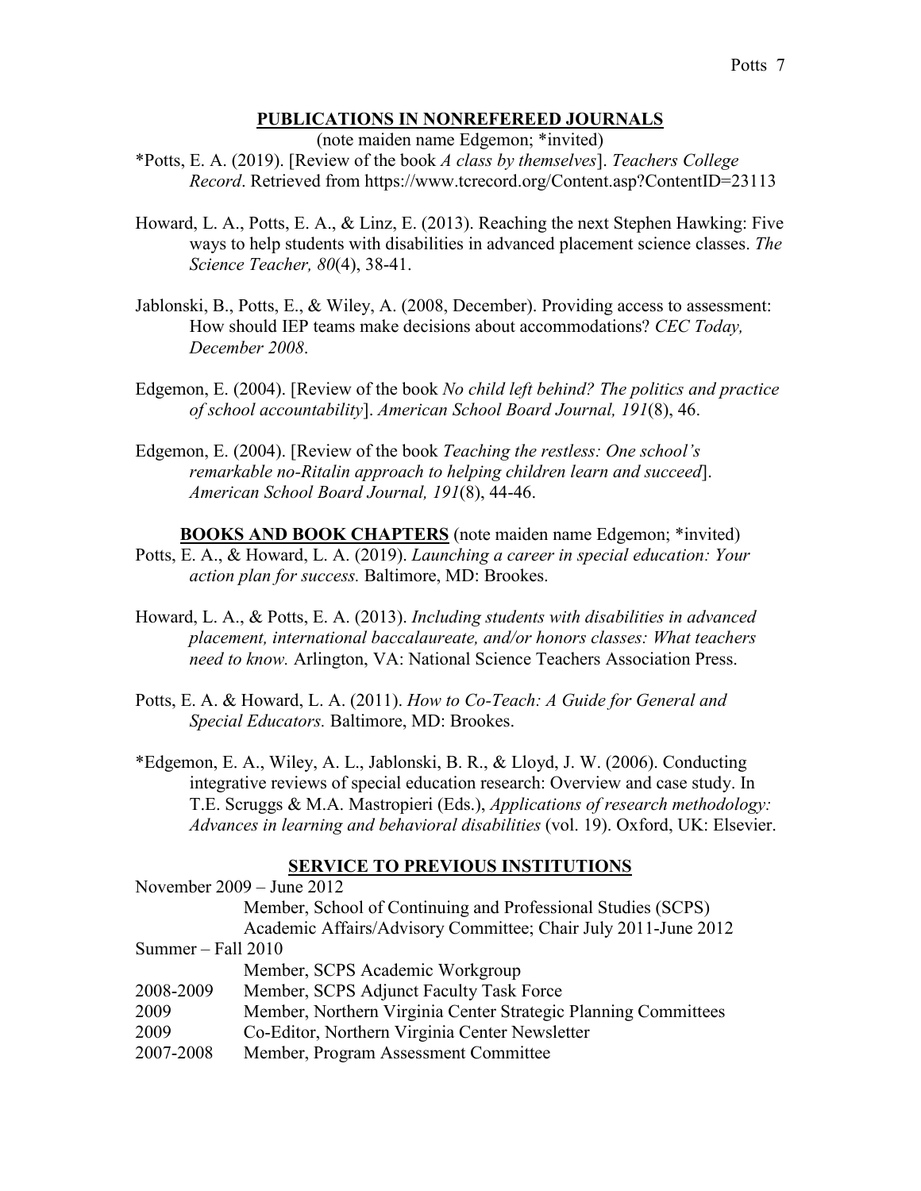## PUBLICATIONS IN NONREFEREED JOURNALS

(note maiden name Edgemon; *invited)

*Potts, E. A. (2019). [Review of the book *A class by themselves*]. *Teachers College Record*. Retrieved from https://www.tcrecord.org/Content.asp?ContentID=23113

Howard, L. A., Potts, E. A., & Linz, E. (2013). Reaching the next Stephen Hawking: Five ways to help students with disabilities in advanced placement science classes. *The Science Teacher, 80*(4), 38-41.

Jablonski, B., Potts, E., & Wiley, A. (2008, December). Providing access to assessment: How should IEP teams make decisions about accommodations? *CEC Today, December 2008*.

Edgemon, E. (2004). [Review of the book *No child left behind? The politics and practice of school accountability*]. *American School Board Journal, 191*(8), 46.

Edgemon, E. (2004). [Review of the book *Teaching the restless: One school's remarkable no-Ritalin approach to helping children learn and succeed*]. *American School Board Journal, 191*(8), 44-46.

## BOOKS AND BOOK CHAPTERS (note maiden name Edgemon; *invited)

Potts, E. A., & Howard, L. A. (2019). *Launching a career in special education: Your action plan for success.* Baltimore, MD: Brookes.

Howard, L. A., & Potts, E. A. (2013). *Including students with disabilities in advanced placement, international baccalaureate, and/or honors classes: What teachers need to know.* Arlington, VA: National Science Teachers Association Press.

Potts, E. A. & Howard, L. A. (2011). *How to Co-Teach: A Guide for General and Special Educators.* Baltimore, MD: Brookes.

*Edgemon, E. A., Wiley, A. L., Jablonski, B. R., & Lloyd, J. W. (2006). Conducting integrative reviews of special education research: Overview and case study. In T.E. Scruggs & M.A. Mastropieri (Eds.), *Applications of research methodology: Advances in learning and behavioral disabilities* (vol. 19). Oxford, UK: Elsevier.

## SERVICE TO PREVIOUS INSTITUTIONS

November 2009 – June 2012
: Member, School of Continuing and Professional Studies (SCPS) Academic Affairs/Advisory Committee; Chair July 2011-June 2012

Summer – Fall 2010
: Member, SCPS Academic Workgroup

2008-2009 Member, SCPS Adjunct Faculty Task Force

2009 Member, Northern Virginia Center Strategic Planning Committees

2009 Co-Editor, Northern Virginia Center Newsletter

2007-2008 Member, Program Assessment Committee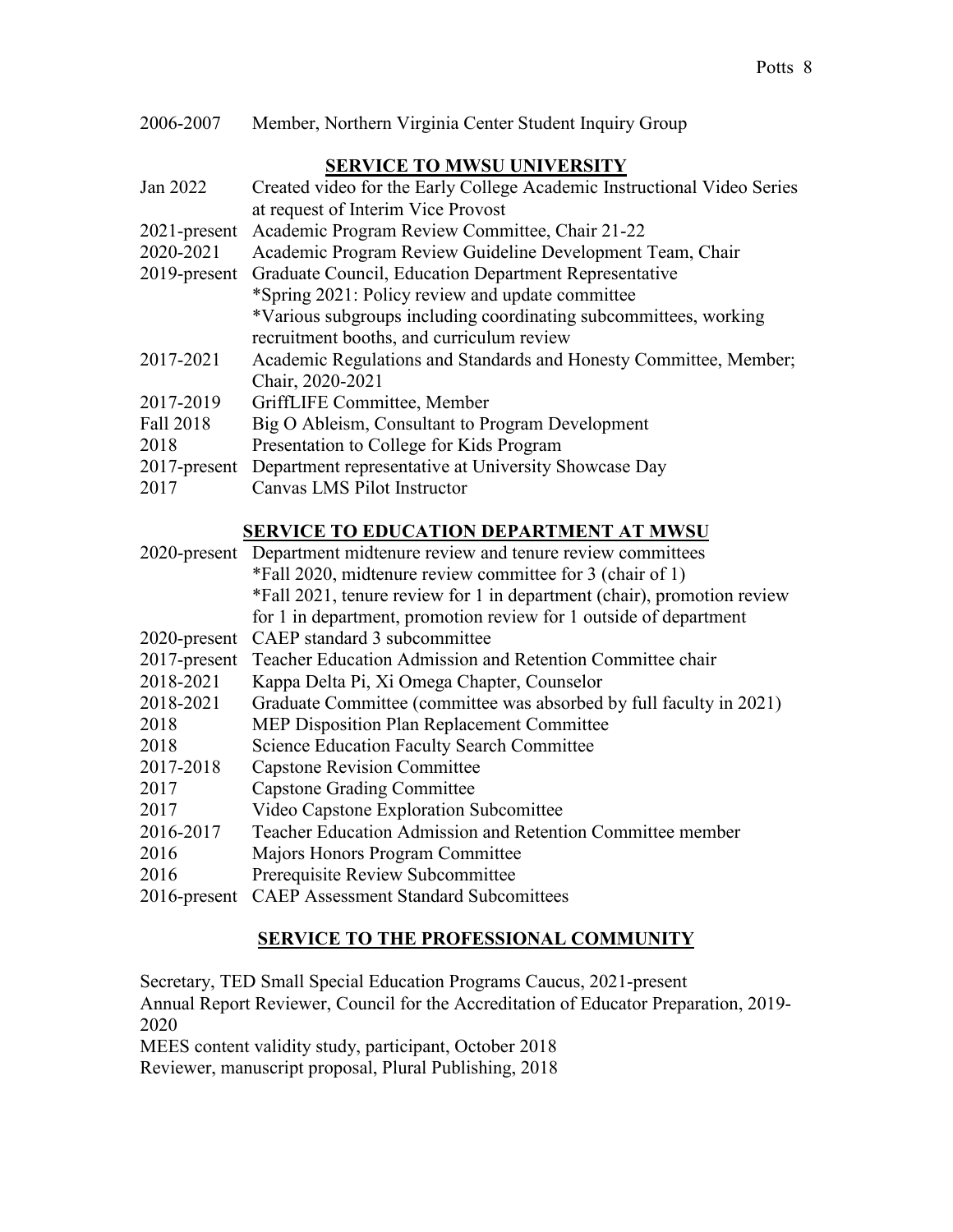2006-2007 Member, Northern Virginia Center Student Inquiry Group

## SERVICE TO MWSU UNIVERSITY

Jan 2022 Created video for the Early College Academic Instructional Video Series at request of Interim Vice Provost

2021-present Academic Program Review Committee, Chair 21-22

2020-2021 Academic Program Review Guideline Development Team, Chair

2019-present Graduate Council, Education Department Representative
*Spring 2021: Policy review and update committee
*Various subgroups including coordinating subcommittees, working recruitment booths, and curriculum review

2017-2021 Academic Regulations and Standards and Honesty Committee, Member; Chair, 2020-2021

2017-2019 GriffLIFE Committee, Member

Fall 2018 Big O Ableism, Consultant to Program Development

2018 Presentation to College for Kids Program

2017-present Department representative at University Showcase Day

2017 Canvas LMS Pilot Instructor

## SERVICE TO EDUCATION DEPARTMENT AT MWSU

2020-present Department midtenure review and tenure review committees
*Fall 2020, midtenure review committee for 3 (chair of 1)
*Fall 2021, tenure review for 1 in department (chair), promotion review for 1 in department, promotion review for 1 outside of department

2020-present CAEP standard 3 subcommittee

2017-present Teacher Education Admission and Retention Committee chair

2018-2021 Kappa Delta Pi, Xi Omega Chapter, Counselor

2018-2021 Graduate Committee (committee was absorbed by full faculty in 2021)

2018 MEP Disposition Plan Replacement Committee

2018 Science Education Faculty Search Committee

2017-2018 Capstone Revision Committee

2017 Capstone Grading Committee

2017 Video Capstone Exploration Subcomittee

2016-2017 Teacher Education Admission and Retention Committee member

2016 Majors Honors Program Committee

2016 Prerequisite Review Subcommittee

2016-present CAEP Assessment Standard Subcomittees

## SERVICE TO THE PROFESSIONAL COMMUNITY

Secretary, TED Small Special Education Programs Caucus, 2021-present

Annual Report Reviewer, Council for the Accreditation of Educator Preparation, 2019-2020

MEES content validity study, participant, October 2018

Reviewer, manuscript proposal, Plural Publishing, 2018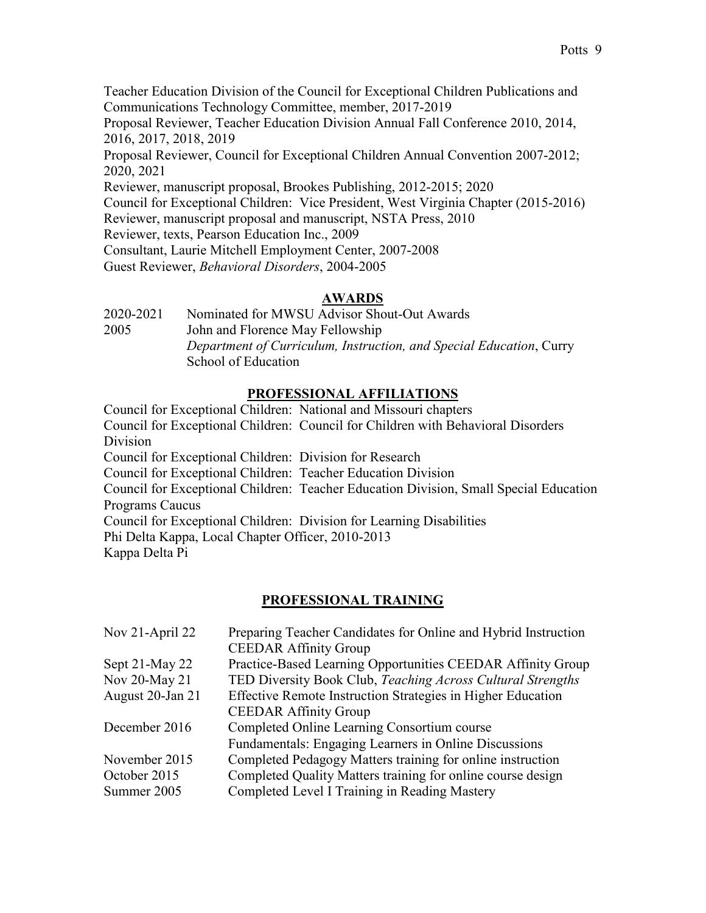Teacher Education Division of the Council for Exceptional Children Publications and Communications Technology Committee, member, 2017-2019

Proposal Reviewer, Teacher Education Division Annual Fall Conference 2010, 2014, 2016, 2017, 2018, 2019

Proposal Reviewer, Council for Exceptional Children Annual Convention 2007-2012; 2020, 2021

Reviewer, manuscript proposal, Brookes Publishing, 2012-2015; 2020

Council for Exceptional Children: Vice President, West Virginia Chapter (2015-2016)

Reviewer, manuscript proposal and manuscript, NSTA Press, 2010

Reviewer, texts, Pearson Education Inc., 2009

Consultant, Laurie Mitchell Employment Center, 2007-2008

Guest Reviewer, *Behavioral Disorders*, 2004-2005

## AWARDS

| | |
|---|---|
| 2020-2021 | Nominated for MWSU Advisor Shout-Out Awards |
| 2005 | John and Florence May Fellowship *Department of Curriculum, Instruction, and Special Education*, Curry School of Education |

## PROFESSIONAL AFFILIATIONS

Council for Exceptional Children: National and Missouri chapters

Council for Exceptional Children: Council for Children with Behavioral Disorders Division

Council for Exceptional Children: Division for Research

Council for Exceptional Children: Teacher Education Division

Council for Exceptional Children: Teacher Education Division, Small Special Education Programs Caucus

Council for Exceptional Children: Division for Learning Disabilities

Phi Delta Kappa, Local Chapter Officer, 2010-2013

Kappa Delta Pi

## PROFESSIONAL TRAINING

| | |
|---|---|
| Nov 21-April 22 | Preparing Teacher Candidates for Online and Hybrid Instruction CEEDAR Affinity Group |
| Sept 21-May 22 | Practice-Based Learning Opportunities CEEDAR Affinity Group |
| Nov 20-May 21 | TED Diversity Book Club, *Teaching Across Cultural Strengths* |
| August 20-Jan 21 | Effective Remote Instruction Strategies in Higher Education CEEDAR Affinity Group |
| December 2016 | Completed Online Learning Consortium course Fundamentals: Engaging Learners in Online Discussions |
| November 2015 | Completed Pedagogy Matters training for online instruction |
| October 2015 | Completed Quality Matters training for online course design |
| Summer 2005 | Completed Level I Training in Reading Mastery |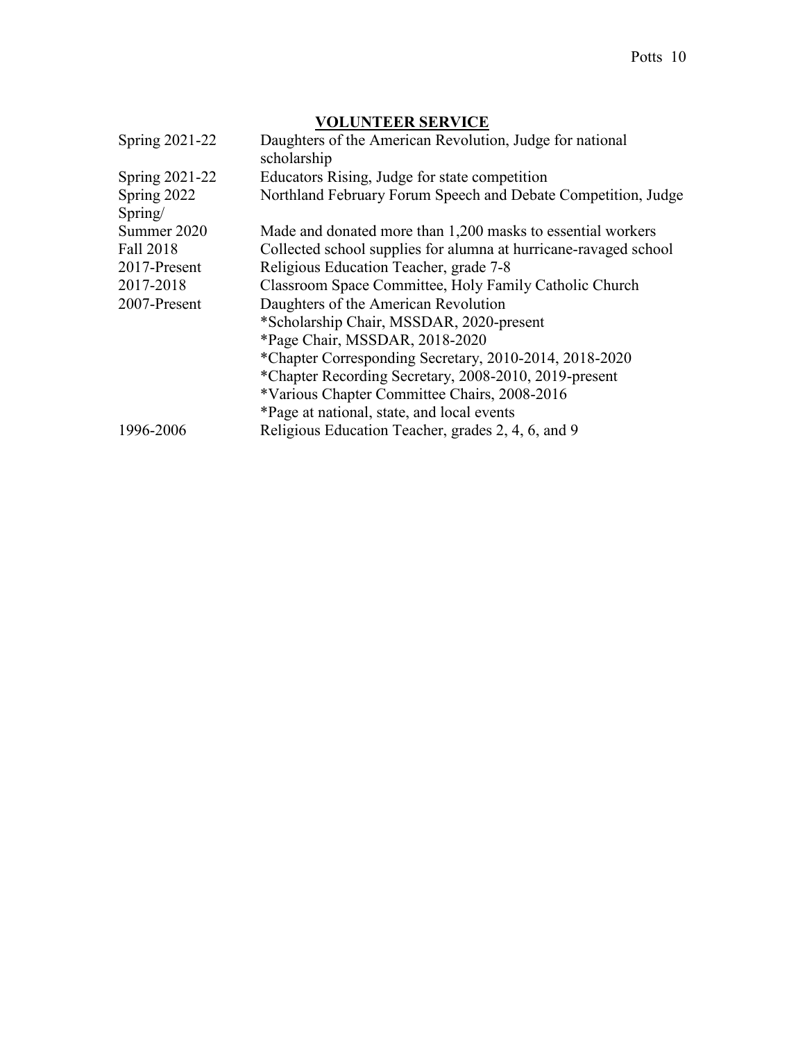## VOLUNTEER SERVICE

| | |
|---|---|
| Spring 2021-22 | Daughters of the American Revolution, Judge for national scholarship |
| Spring 2021-22 | Educators Rising, Judge for state competition |
| Spring 2022 | Northland February Forum Speech and Debate Competition, Judge |
| Spring/ Summer 2020 | Made and donated more than 1,200 masks to essential workers |
| Fall 2018 | Collected school supplies for alumna at hurricane-ravaged school |
| 2017-Present | Religious Education Teacher, grade 7-8 |
| 2017-2018 | Classroom Space Committee, Holy Family Catholic Church |
| 2007-Present | Daughters of the American Revolution<br>*Scholarship Chair, MSSDAR, 2020-present<br>*Page Chair, MSSDAR, 2018-2020<br>*Chapter Corresponding Secretary, 2010-2014, 2018-2020<br>*Chapter Recording Secretary, 2008-2010, 2019-present<br>*Various Chapter Committee Chairs, 2008-2016<br>*Page at national, state, and local events |
| 1996-2006 | Religious Education Teacher, grades 2, 4, 6, and 9 |